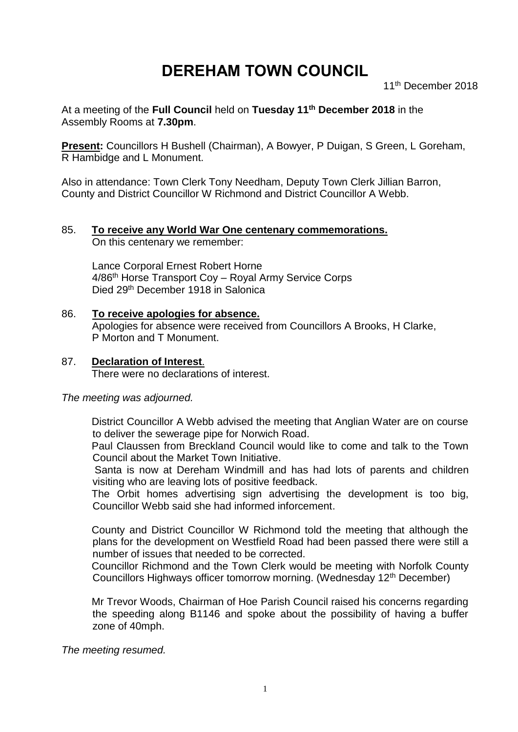# DEREHAM TOWN COUNCIL

11th December 2018

At a meeting of the **Full Council** held on **Tuesday 11th December 2018** in the Assembly Rooms at **7.30pm**.

**Present:** Councillors H Bushell (Chairman), A Bowyer, P Duigan, S Green, L Goreham, R Hambidge and L Monument.

Also in attendance: Town Clerk Tony Needham, Deputy Town Clerk Jillian Barron, County and District Councillor W Richmond and District Councillor A Webb.

85. **To receive any World War One centenary commemorations.**
    On this centenary we remember:

    Lance Corporal Ernest Robert Horne
    4/86th Horse Transport Coy – Royal Army Service Corps
    Died 29th December 1918 in Salonica

86. **To receive apologies for absence.**
    Apologies for absence were received from Councillors A Brooks, H Clarke, P Morton and T Monument.

87. **Declaration of Interest.**
    There were no declarations of interest.

*The meeting was adjourned.*

District Councillor A Webb advised the meeting that Anglian Water are on course to deliver the sewerage pipe for Norwich Road.
Paul Claussen from Breckland Council would like to come and talk to the Town Council about the Market Town Initiative.
Santa is now at Dereham Windmill and has had lots of parents and children visiting who are leaving lots of positive feedback.
The Orbit homes advertising sign advertising the development is too big, Councillor Webb said she had informed inforcement.

County and District Councillor W Richmond told the meeting that although the plans for the development on Westfield Road had been passed there were still a number of issues that needed to be corrected.
Councillor Richmond and the Town Clerk would be meeting with Norfolk County Councillors Highways officer tomorrow morning. (Wednesday 12th December)

Mr Trevor Woods, Chairman of Hoe Parish Council raised his concerns regarding the speeding along B1146 and spoke about the possibility of having a buffer zone of 40mph.

*The meeting resumed.*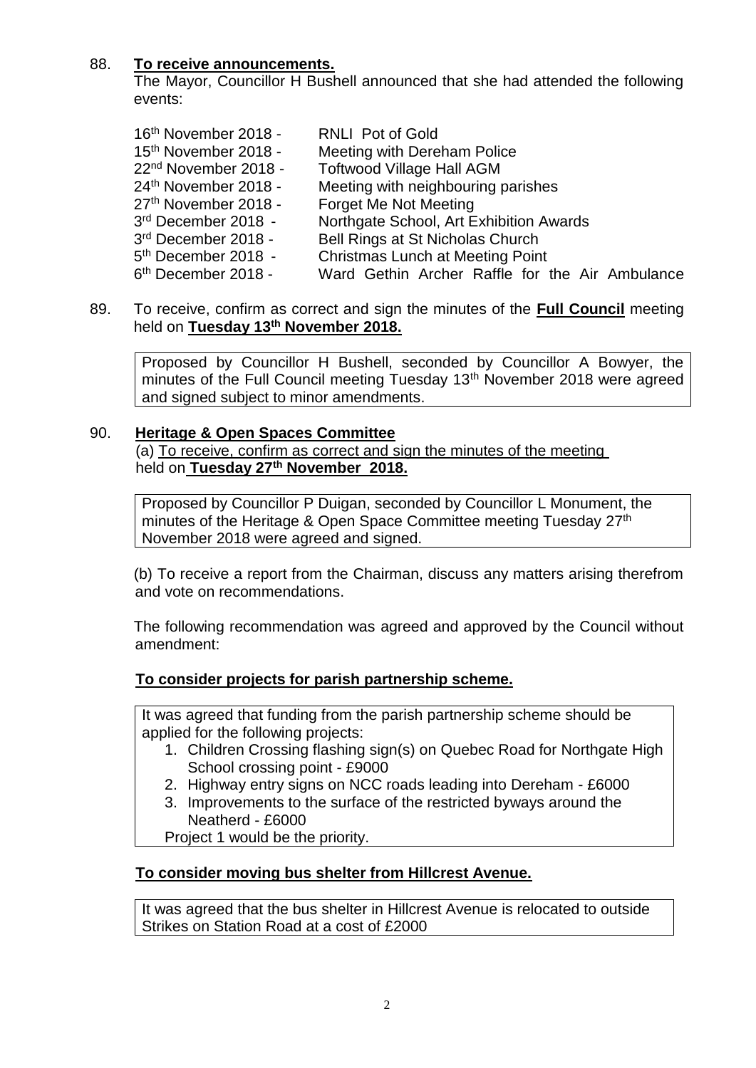88. **To receive announcements.**

The Mayor, Councillor H Bushell announced that she had attended the following events:

| | |
|---|---|
| 16th November 2018 - | RNLI Pot of Gold |
| 15th November 2018 - | Meeting with Dereham Police |
| 22nd November 2018 - | Toftwood Village Hall AGM |
| 24th November 2018 - | Meeting with neighbouring parishes |
| 27th November 2018 - | Forget Me Not Meeting |
| 3rd December 2018 - | Northgate School, Art Exhibition Awards |
| 3rd December 2018 - | Bell Rings at St Nicholas Church |
| 5th December 2018 - | Christmas Lunch at Meeting Point |
| 6th December 2018 - | Ward Gethin Archer Raffle for the Air Ambulance |

89. To receive, confirm as correct and sign the minutes of the **Full Council** meeting held on **Tuesday 13th November 2018.**

> Proposed by Councillor H Bushell, seconded by Councillor A Bowyer, the minutes of the Full Council meeting Tuesday 13th November 2018 were agreed and signed subject to minor amendments.

90. **Heritage & Open Spaces Committee**

(a) To receive, confirm as correct and sign the minutes of the meeting held on **Tuesday 27th November 2018.**

> Proposed by Councillor P Duigan, seconded by Councillor L Monument, the minutes of the Heritage & Open Space Committee meeting Tuesday 27th November 2018 were agreed and signed.

(b) To receive a report from the Chairman, discuss any matters arising therefrom and vote on recommendations.

The following recommendation was agreed and approved by the Council without amendment:

**To consider projects for parish partnership scheme.**

> It was agreed that funding from the parish partnership scheme should be applied for the following projects:
>
> 1. Children Crossing flashing sign(s) on Quebec Road for Northgate High School crossing point - £9000
> 2. Highway entry signs on NCC roads leading into Dereham - £6000
> 3. Improvements to the surface of the restricted byways around the Neatherd - £6000
>
> Project 1 would be the priority.

**To consider moving bus shelter from Hillcrest Avenue.**

> It was agreed that the bus shelter in Hillcrest Avenue is relocated to outside Strikes on Station Road at a cost of £2000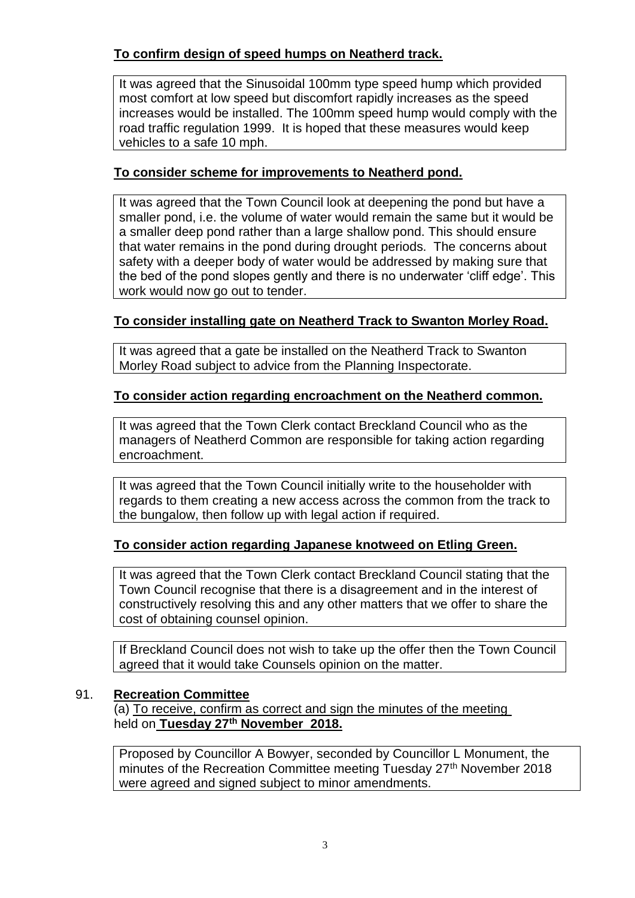**To confirm design of speed humps on Neatherd track.**

It was agreed that the Sinusoidal 100mm type speed hump which provided most comfort at low speed but discomfort rapidly increases as the speed increases would be installed. The 100mm speed hump would comply with the road traffic regulation 1999. It is hoped that these measures would keep vehicles to a safe 10 mph.

**To consider scheme for improvements to Neatherd pond.**

It was agreed that the Town Council look at deepening the pond but have a smaller pond, i.e. the volume of water would remain the same but it would be a smaller deep pond rather than a large shallow pond. This should ensure that water remains in the pond during drought periods. The concerns about safety with a deeper body of water would be addressed by making sure that the bed of the pond slopes gently and there is no underwater 'cliff edge'. This work would now go out to tender.

**To consider installing gate on Neatherd Track to Swanton Morley Road.**

It was agreed that a gate be installed on the Neatherd Track to Swanton Morley Road subject to advice from the Planning Inspectorate.

**To consider action regarding encroachment on the Neatherd common.**

It was agreed that the Town Clerk contact Breckland Council who as the managers of Neatherd Common are responsible for taking action regarding encroachment.

It was agreed that the Town Council initially write to the householder with regards to them creating a new access across the common from the track to the bungalow, then follow up with legal action if required.

**To consider action regarding Japanese knotweed on Etling Green.**

It was agreed that the Town Clerk contact Breckland Council stating that the Town Council recognise that there is a disagreement and in the interest of constructively resolving this and any other matters that we offer to share the cost of obtaining counsel opinion.

If Breckland Council does not wish to take up the offer then the Town Council agreed that it would take Counsels opinion on the matter.

91. **Recreation Committee**

(a) To receive, confirm as correct and sign the minutes of the meeting held on **Tuesday 27th November 2018.**

Proposed by Councillor A Bowyer, seconded by Councillor L Monument, the minutes of the Recreation Committee meeting Tuesday 27th November 2018 were agreed and signed subject to minor amendments.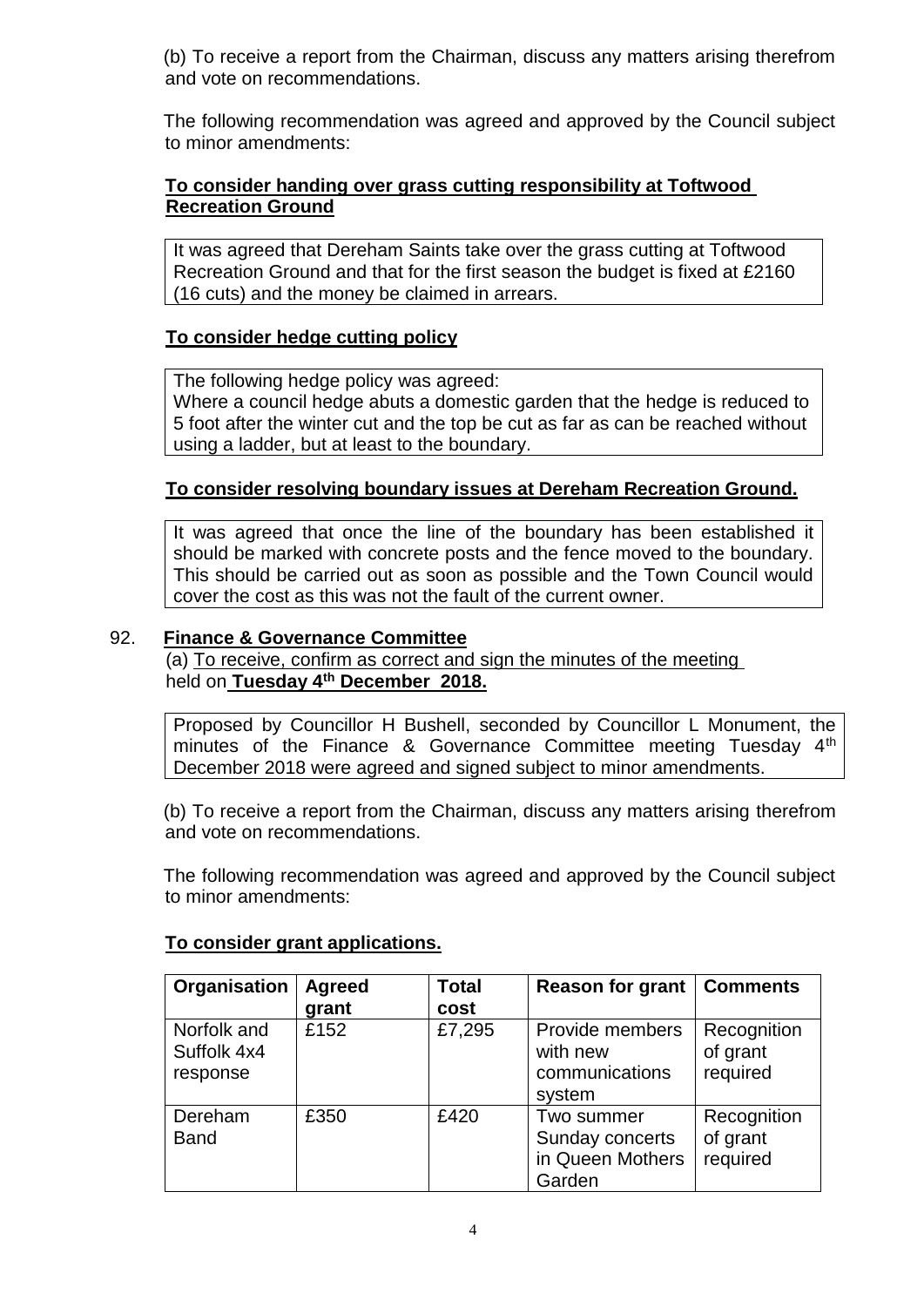(b) To receive a report from the Chairman, discuss any matters arising therefrom and vote on recommendations.

The following recommendation was agreed and approved by the Council subject to minor amendments:

**To consider handing over grass cutting responsibility at Toftwood Recreation Ground**

It was agreed that Dereham Saints take over the grass cutting at Toftwood Recreation Ground and that for the first season the budget is fixed at £2160 (16 cuts) and the money be claimed in arrears.

**To consider hedge cutting policy**

The following hedge policy was agreed:
Where a council hedge abuts a domestic garden that the hedge is reduced to 5 foot after the winter cut and the top be cut as far as can be reached without using a ladder, but at least to the boundary.

**To consider resolving boundary issues at Dereham Recreation Ground.**

It was agreed that once the line of the boundary has been established it should be marked with concrete posts and the fence moved to the boundary. This should be carried out as soon as possible and the Town Council would cover the cost as this was not the fault of the current owner.

92. **Finance & Governance Committee**

(a) To receive, confirm as correct and sign the minutes of the meeting held on **Tuesday 4th December 2018.**

Proposed by Councillor H Bushell, seconded by Councillor L Monument, the minutes of the Finance & Governance Committee meeting Tuesday 4th December 2018 were agreed and signed subject to minor amendments.

(b) To receive a report from the Chairman, discuss any matters arising therefrom and vote on recommendations.

The following recommendation was agreed and approved by the Council subject to minor amendments:

**To consider grant applications.**

| Organisation | Agreed grant | Total cost | Reason for grant | Comments |
|---|---|---|---|---|
| Norfolk and Suffolk 4x4 response | £152 | £7,295 | Provide members with new communications system | Recognition of grant required |
| Dereham Band | £350 | £420 | Two summer Sunday concerts in Queen Mothers Garden | Recognition of grant required |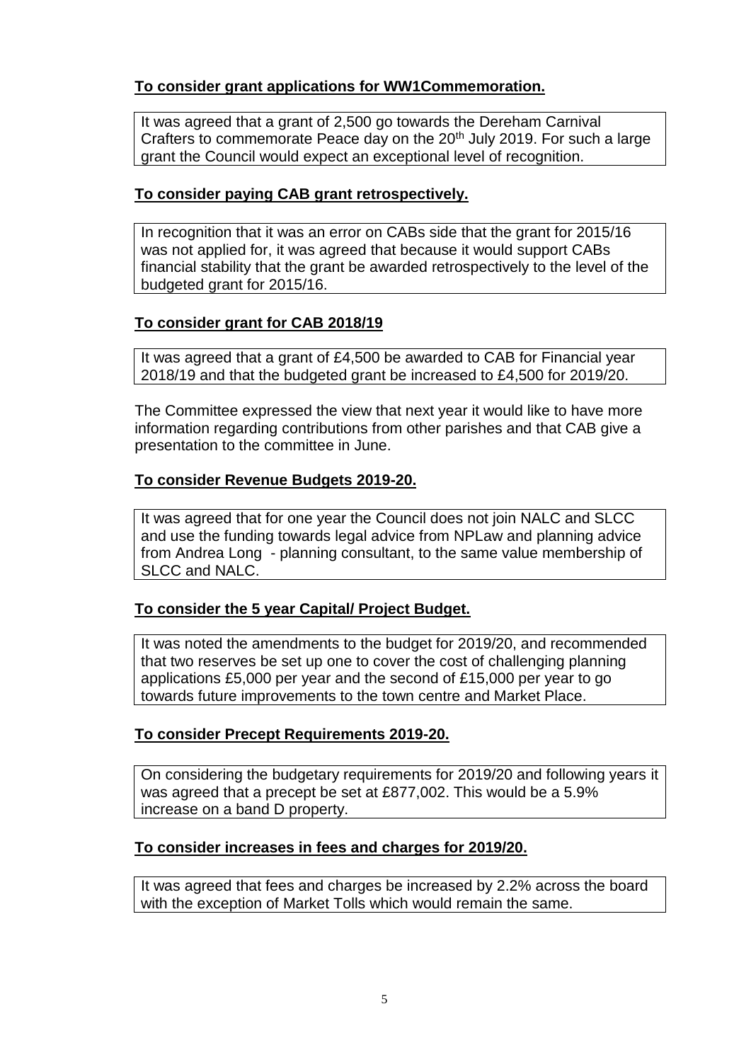**To consider grant applications for WW1Commemoration.**

It was agreed that a grant of 2,500 go towards the Dereham Carnival Crafters to commemorate Peace day on the 20th July 2019. For such a large grant the Council would expect an exceptional level of recognition.

**To consider paying CAB grant retrospectively.**

In recognition that it was an error on CABs side that the grant for 2015/16 was not applied for, it was agreed that because it would support CABs financial stability that the grant be awarded retrospectively to the level of the budgeted grant for 2015/16.

**To consider grant for CAB 2018/19**

It was agreed that a grant of £4,500 be awarded to CAB for Financial year 2018/19 and that the budgeted grant be increased to £4,500 for 2019/20.

The Committee expressed the view that next year it would like to have more information regarding contributions from other parishes and that CAB give a presentation to the committee in June.

**To consider Revenue Budgets 2019-20.**

It was agreed that for one year the Council does not join NALC and SLCC and use the funding towards legal advice from NPLaw and planning advice from Andrea Long - planning consultant, to the same value membership of SLCC and NALC.

**To consider the 5 year Capital/ Project Budget.**

It was noted the amendments to the budget for 2019/20, and recommended that two reserves be set up one to cover the cost of challenging planning applications £5,000 per year and the second of £15,000 per year to go towards future improvements to the town centre and Market Place.

**To consider Precept Requirements 2019-20.**

On considering the budgetary requirements for 2019/20 and following years it was agreed that a precept be set at £877,002. This would be a 5.9% increase on a band D property.

**To consider increases in fees and charges for 2019/20.**

It was agreed that fees and charges be increased by 2.2% across the board with the exception of Market Tolls which would remain the same.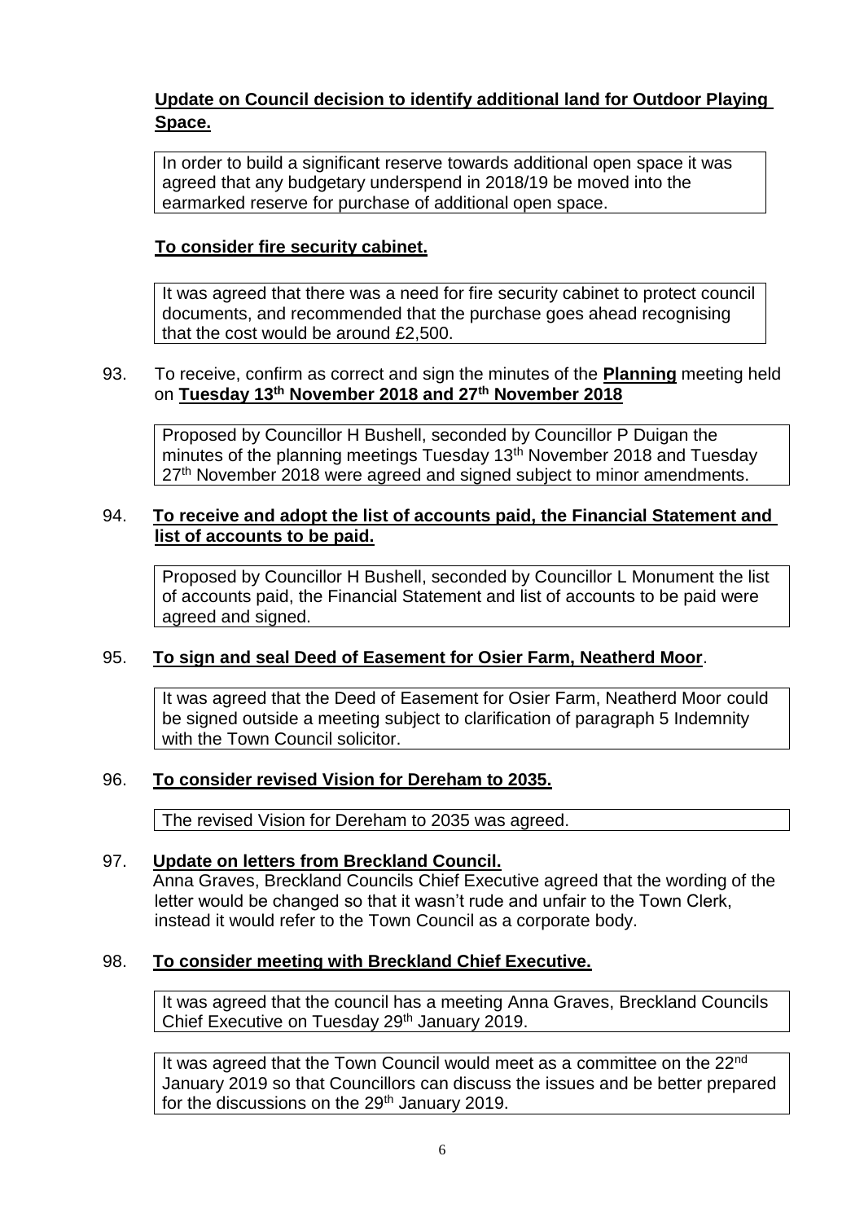**Update on Council decision to identify additional land for Outdoor Playing Space.**

In order to build a significant reserve towards additional open space it was agreed that any budgetary underspend in 2018/19 be moved into the earmarked reserve for purchase of additional open space.

**To consider fire security cabinet.**

It was agreed that there was a need for fire security cabinet to protect council documents, and recommended that the purchase goes ahead recognising that the cost would be around £2,500.

93. To receive, confirm as correct and sign the minutes of the **Planning** meeting held on **Tuesday 13th November 2018 and 27th November 2018**

Proposed by Councillor H Bushell, seconded by Councillor P Duigan the minutes of the planning meetings Tuesday 13th November 2018 and Tuesday 27th November 2018 were agreed and signed subject to minor amendments.

94. **To receive and adopt the list of accounts paid, the Financial Statement and list of accounts to be paid.**

Proposed by Councillor H Bushell, seconded by Councillor L Monument the list of accounts paid, the Financial Statement and list of accounts to be paid were agreed and signed.

95. **To sign and seal Deed of Easement for Osier Farm, Neatherd Moor**.

It was agreed that the Deed of Easement for Osier Farm, Neatherd Moor could be signed outside a meeting subject to clarification of paragraph 5 Indemnity with the Town Council solicitor.

96. **To consider revised Vision for Dereham to 2035.**

The revised Vision for Dereham to 2035 was agreed.

97. **Update on letters from Breckland Council.**

Anna Graves, Breckland Councils Chief Executive agreed that the wording of the letter would be changed so that it wasn't rude and unfair to the Town Clerk, instead it would refer to the Town Council as a corporate body.

98. **To consider meeting with Breckland Chief Executive.**

It was agreed that the council has a meeting Anna Graves, Breckland Councils Chief Executive on Tuesday 29th January 2019.

It was agreed that the Town Council would meet as a committee on the 22nd January 2019 so that Councillors can discuss the issues and be better prepared for the discussions on the 29th January 2019.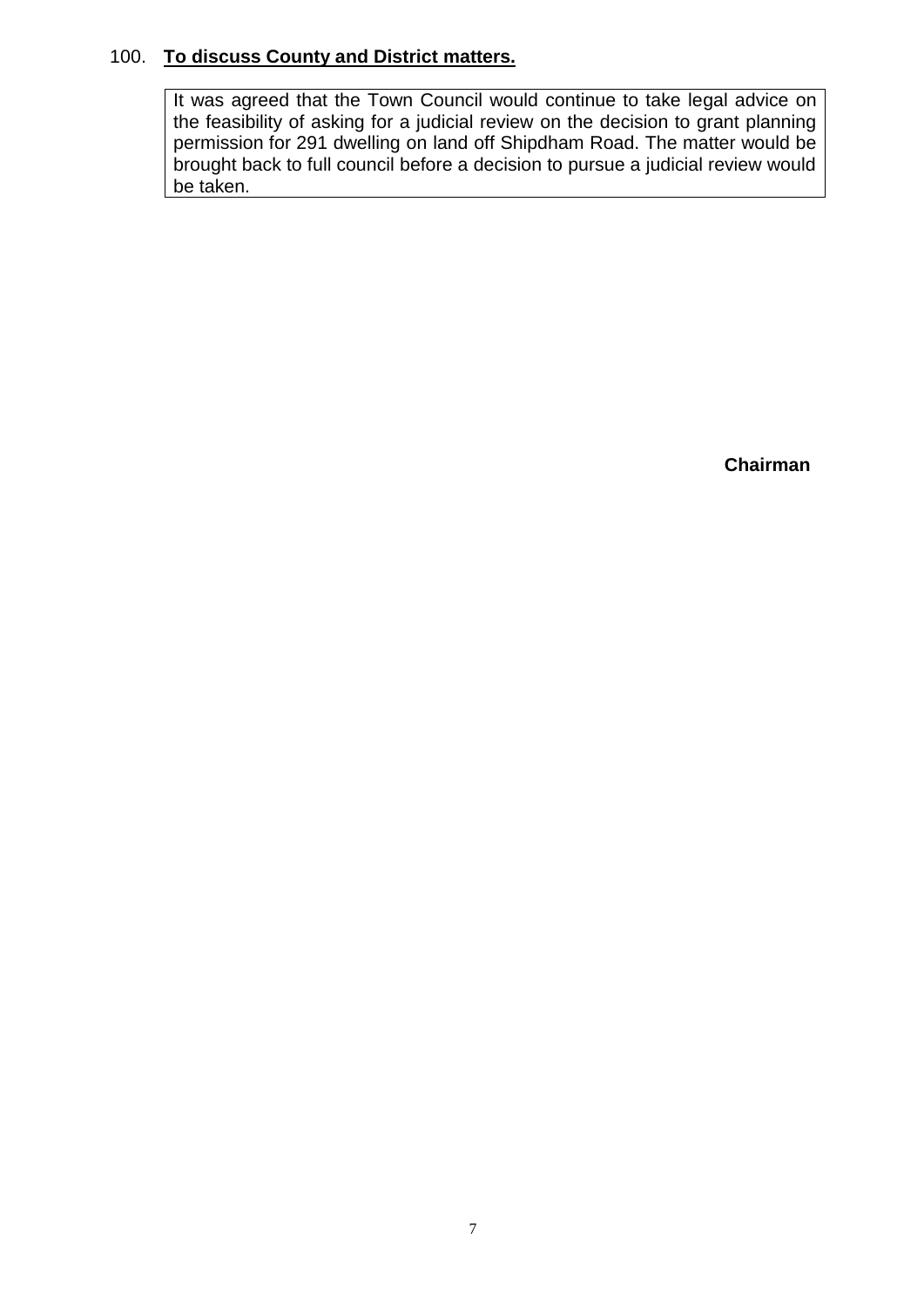100. **To discuss County and District matters.**

> It was agreed that the Town Council would continue to take legal advice on the feasibility of asking for a judicial review on the decision to grant planning permission for 291 dwelling on land off Shipdham Road. The matter would be brought back to full council before a decision to pursue a judicial review would be taken.

**Chairman**